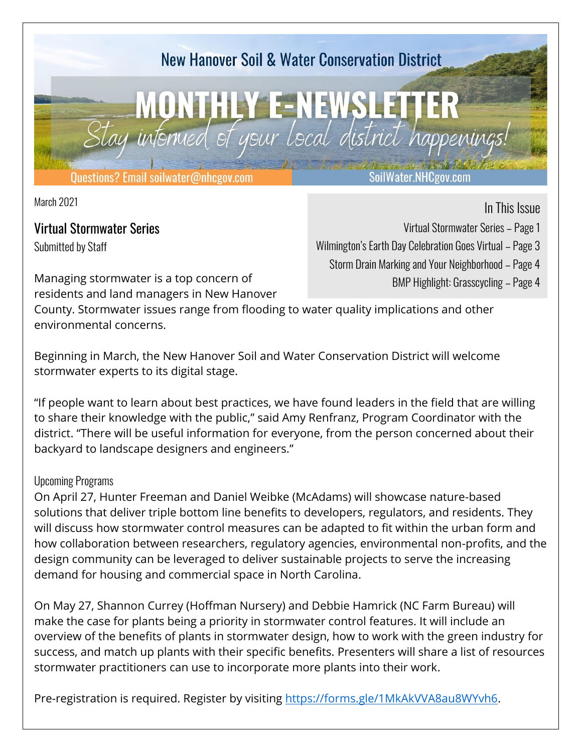New Hanover Soil & Water Conservation District

# MONTHLY E-NEWSLETTER

*Stay informed of your local district happenings!*

Questions? Email soilwater@nhcgov.com

SoilWater.NHCgov.com

March 2021

## In This Issue

Virtual Stormwater Series – Page 1
Wilmington's Earth Day Celebration Goes Virtual – Page 3
Storm Drain Marking and Your Neighborhood – Page 4
BMP Highlight: Grasscycling – Page 4

## Virtual Stormwater Series

Submitted by Staff

Managing stormwater is a top concern of residents and land managers in New Hanover County. Stormwater issues range from flooding to water quality implications and other environmental concerns.

Beginning in March, the New Hanover Soil and Water Conservation District will welcome stormwater experts to its digital stage.

"If people want to learn about best practices, we have found leaders in the field that are willing to share their knowledge with the public," said Amy Renfranz, Program Coordinator with the district. "There will be useful information for everyone, from the person concerned about their backyard to landscape designers and engineers."

### Upcoming Programs

On April 27, Hunter Freeman and Daniel Weibke (McAdams) will showcase nature-based solutions that deliver triple bottom line benefits to developers, regulators, and residents. They will discuss how stormwater control measures can be adapted to fit within the urban form and how collaboration between researchers, regulatory agencies, environmental non-profits, and the design community can be leveraged to deliver sustainable projects to serve the increasing demand for housing and commercial space in North Carolina.

On May 27, Shannon Currey (Hoffman Nursery) and Debbie Hamrick (NC Farm Bureau) will make the case for plants being a priority in stormwater control features. It will include an overview of the benefits of plants in stormwater design, how to work with the green industry for success, and match up plants with their specific benefits. Presenters will share a list of resources stormwater practitioners can use to incorporate more plants into their work.

Pre-registration is required. Register by visiting https://forms.gle/1MkAkVVA8au8WYvh6.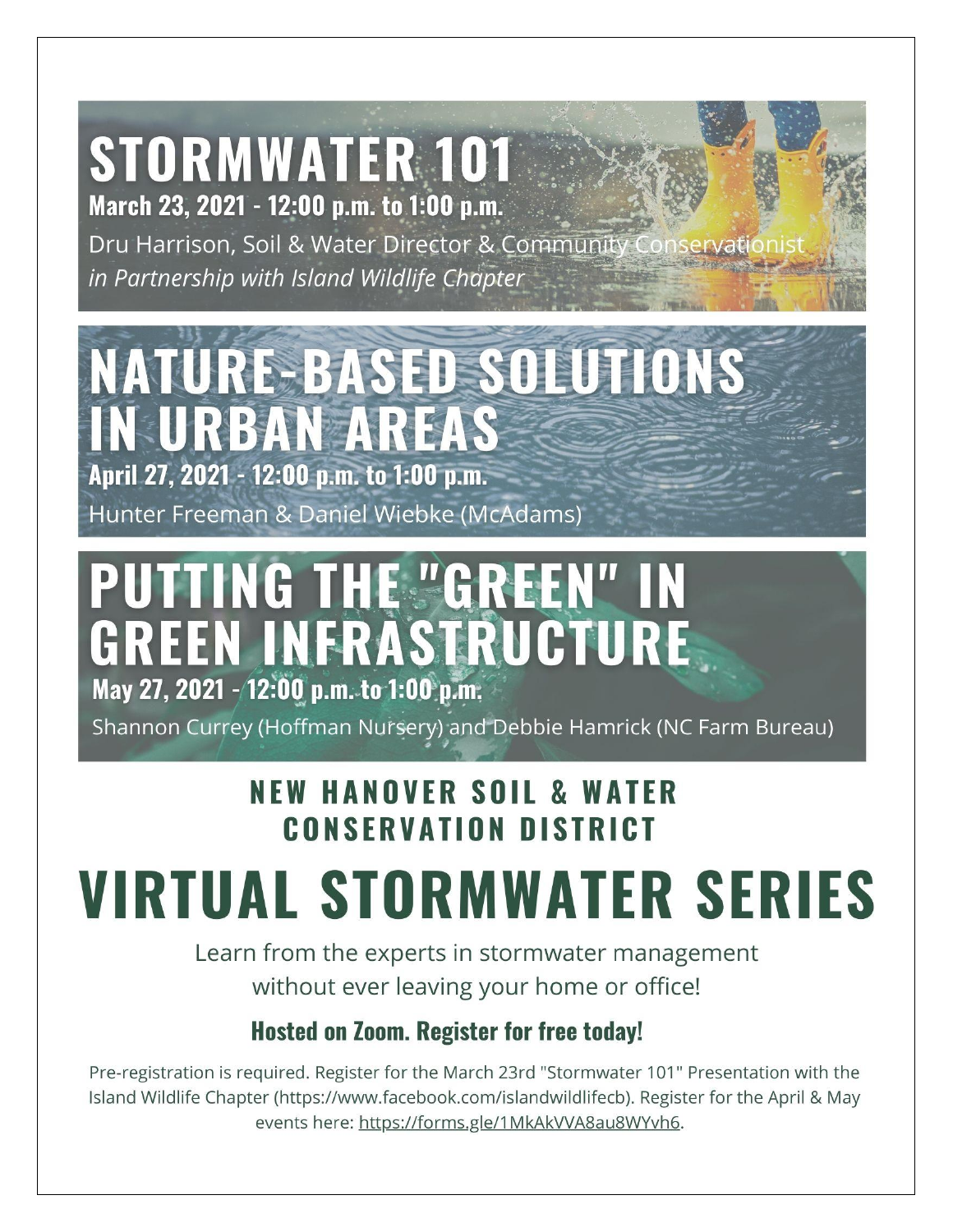# STORMWATER 101

**March 23, 2021 - 12:00 p.m. to 1:00 p.m.**

Dru Harrison, Soil & Water Director & Community Conservationist
*in Partnership with Island Wildlife Chapter*

# NATURE-BASED SOLUTIONS IN URBAN AREAS

**April 27, 2021 - 12:00 p.m. to 1:00 p.m.**

Hunter Freeman & Daniel Wiebke (McAdams)

# PUTTING THE "GREEN" IN GREEN INFRASTRUCTURE

**May 27, 2021 - 12:00 p.m. to 1:00 p.m.**

Shannon Currey (Hoffman Nursery) and Debbie Hamrick (NC Farm Bureau)

## NEW HANOVER SOIL & WATER CONSERVATION DISTRICT

# VIRTUAL STORMWATER SERIES

Learn from the experts in stormwater management without ever leaving your home or office!

**Hosted on Zoom. Register for free today!**

Pre-registration is required. Register for the March 23rd "Stormwater 101" Presentation with the Island Wildlife Chapter (https://www.facebook.com/islandwildlifecb). Register for the April & May events here: https://forms.gle/1MkAkVVA8au8WYvh6.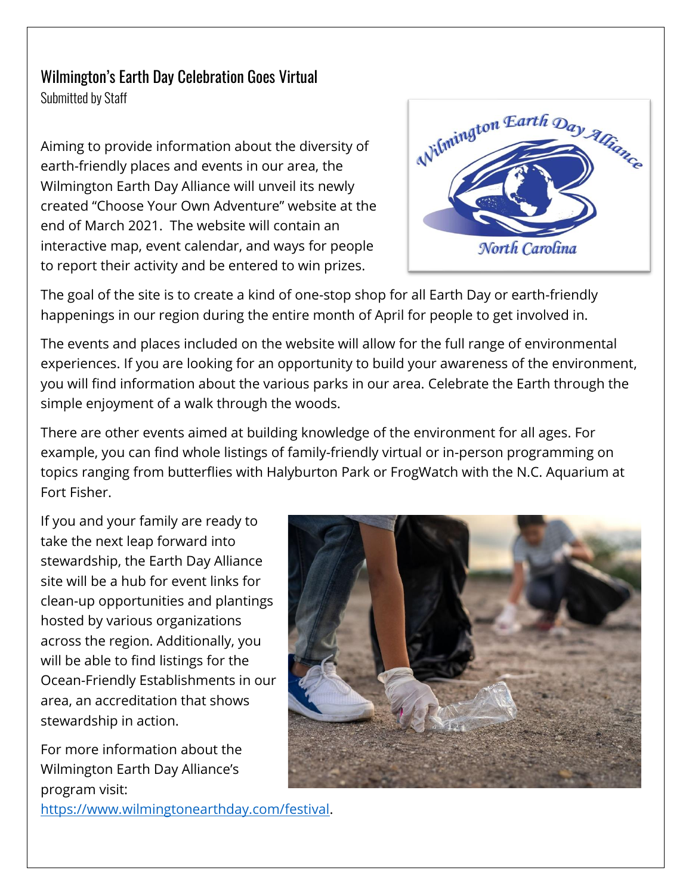## Wilmington's Earth Day Celebration Goes Virtual

Submitted by Staff

Aiming to provide information about the diversity of earth-friendly places and events in our area, the Wilmington Earth Day Alliance will unveil its newly created "Choose Your Own Adventure" website at the end of March 2021. The website will contain an interactive map, event calendar, and ways for people to report their activity and be entered to win prizes.

The goal of the site is to create a kind of one-stop shop for all Earth Day or earth-friendly happenings in our region during the entire month of April for people to get involved in.

The events and places included on the website will allow for the full range of environmental experiences. If you are looking for an opportunity to build your awareness of the environment, you will find information about the various parks in our area. Celebrate the Earth through the simple enjoyment of a walk through the woods.

There are other events aimed at building knowledge of the environment for all ages. For example, you can find whole listings of family-friendly virtual or in-person programming on topics ranging from butterflies with Halyburton Park or FrogWatch with the N.C. Aquarium at Fort Fisher.

If you and your family are ready to take the next leap forward into stewardship, the Earth Day Alliance site will be a hub for event links for clean-up opportunities and plantings hosted by various organizations across the region. Additionally, you will be able to find listings for the Ocean-Friendly Establishments in our area, an accreditation that shows stewardship in action.

For more information about the Wilmington Earth Day Alliance's program visit: https://www.wilmingtonearthday.com/festival.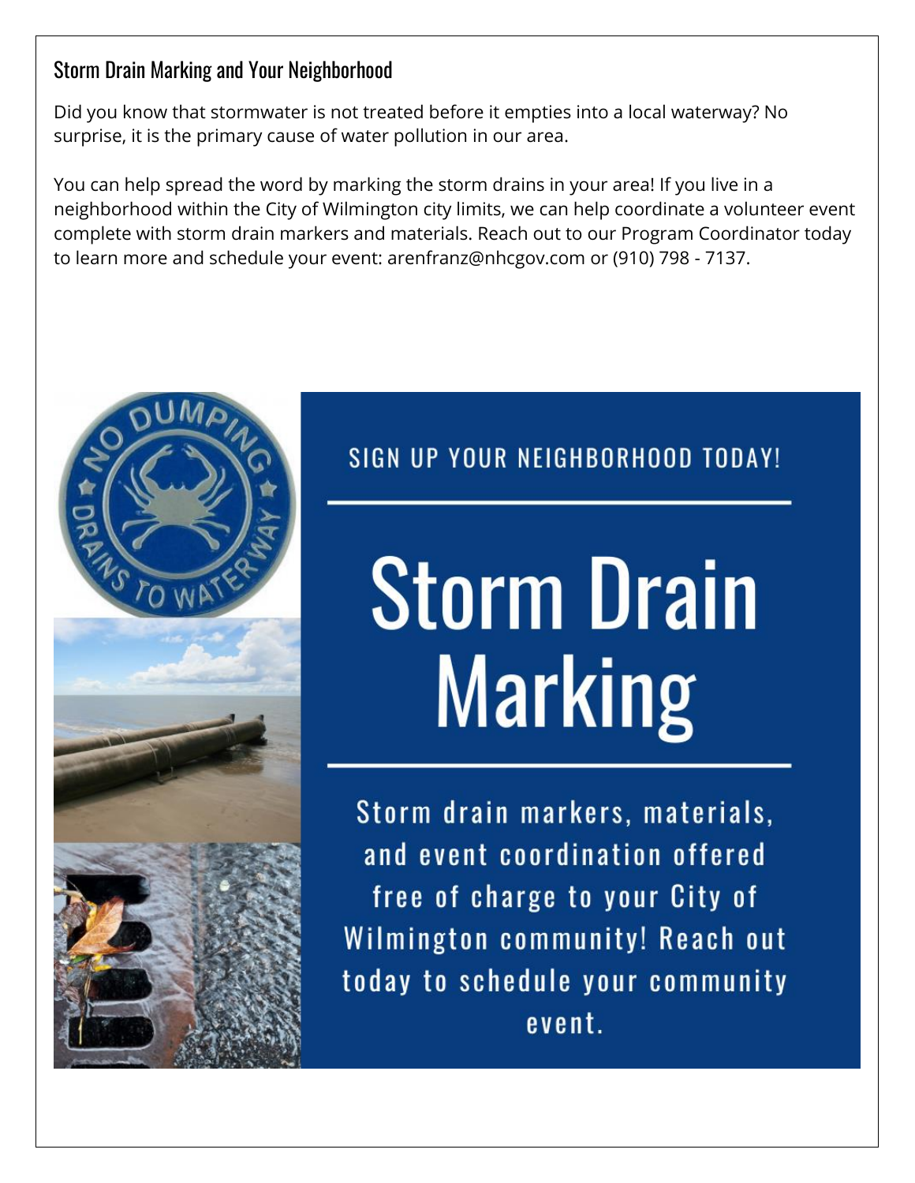## Storm Drain Marking and Your Neighborhood

Did you know that stormwater is not treated before it empties into a local waterway? No surprise, it is the primary cause of water pollution in our area.

You can help spread the word by marking the storm drains in your area! If you live in a neighborhood within the City of Wilmington city limits, we can help coordinate a volunteer event complete with storm drain markers and materials. Reach out to our Program Coordinator today to learn more and schedule your event: arenfranz@nhcgov.com or (910) 798 - 7137.

SIGN UP YOUR NEIGHBORHOOD TODAY!

# Storm Drain Marking

Storm drain markers, materials, and event coordination offered free of charge to your City of Wilmington community! Reach out today to schedule your community event.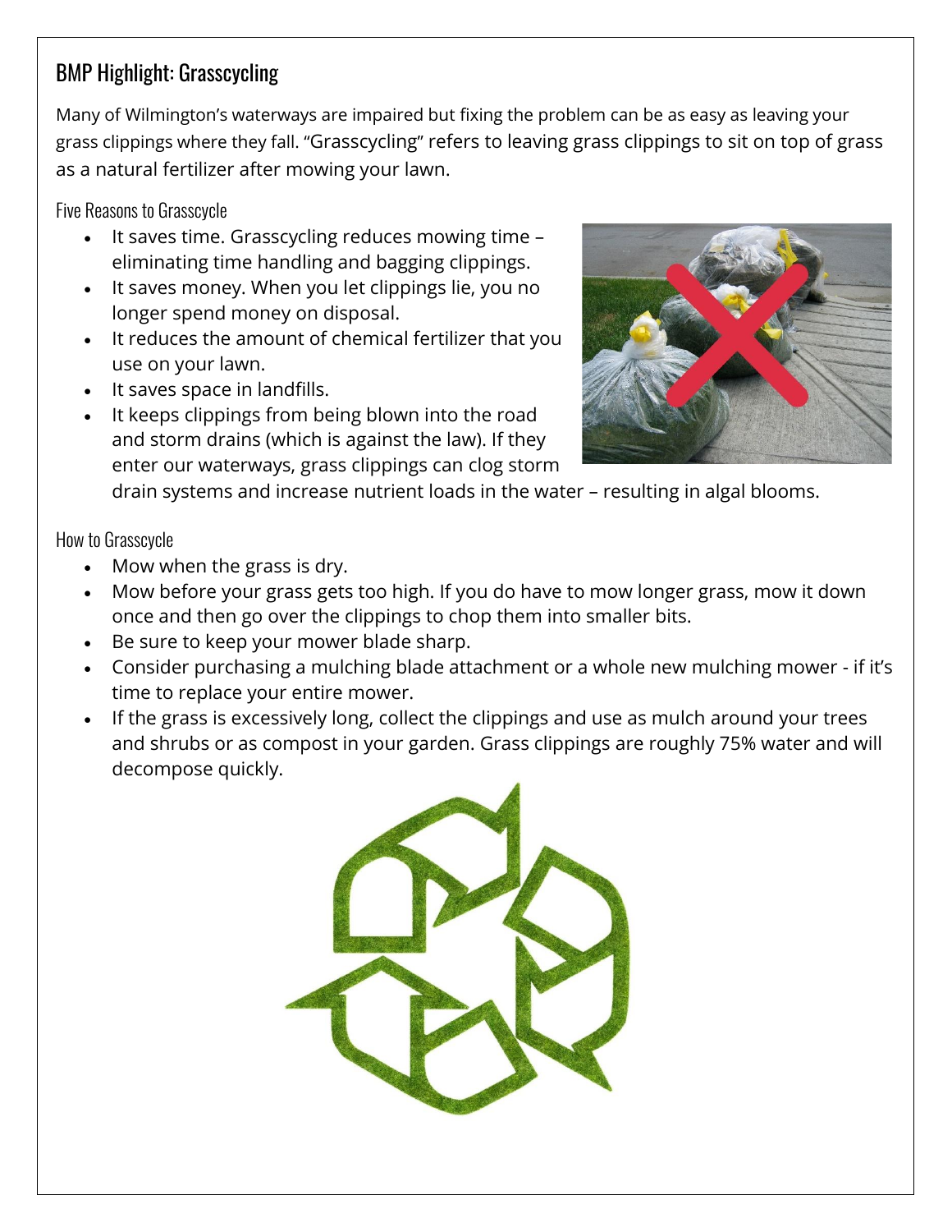## BMP Highlight: Grasscycling

Many of Wilmington's waterways are impaired but fixing the problem can be as easy as leaving your grass clippings where they fall. "Grasscycling" refers to leaving grass clippings to sit on top of grass as a natural fertilizer after mowing your lawn.

### Five Reasons to Grasscycle

- It saves time. Grasscycling reduces mowing time – eliminating time handling and bagging clippings.
- It saves money. When you let clippings lie, you no longer spend money on disposal.
- It reduces the amount of chemical fertilizer that you use on your lawn.
- It saves space in landfills.
- It keeps clippings from being blown into the road and storm drains (which is against the law). If they enter our waterways, grass clippings can clog storm drain systems and increase nutrient loads in the water – resulting in algal blooms.

### How to Grasscycle

- Mow when the grass is dry.
- Mow before your grass gets too high. If you do have to mow longer grass, mow it down once and then go over the clippings to chop them into smaller bits.
- Be sure to keep your mower blade sharp.
- Consider purchasing a mulching blade attachment or a whole new mulching mower - if it's time to replace your entire mower.
- If the grass is excessively long, collect the clippings and use as mulch around your trees and shrubs or as compost in your garden. Grass clippings are roughly 75% water and will decompose quickly.